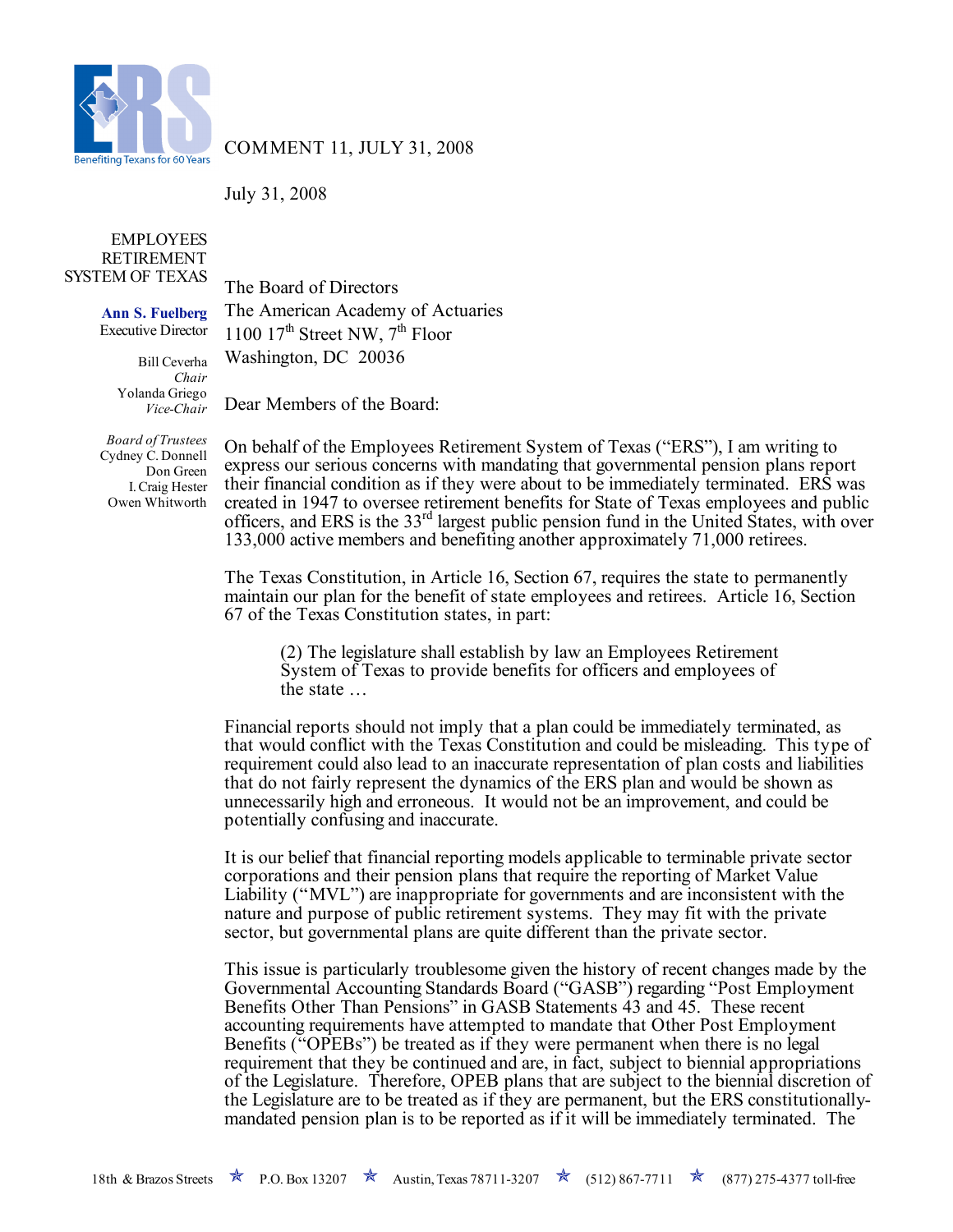COMMENT 11, JULY 31, 2008

July 31, 2008

EMPLOYEES RETIREMENT SYSTEM OF TEXAS

**Ann S. Fuelberg**
Executive Director

Bill Ceverha
*Chair*
Yolanda Griego
*Vice-Chair*

*Board of Trustees*
Cydney C. Donnell
Don Green
I. Craig Hester
Owen Whitworth

The Board of Directors
The American Academy of Actuaries
1100 17th Street NW, 7th Floor
Washington, DC 20036

Dear Members of the Board:

On behalf of the Employees Retirement System of Texas ("ERS"), I am writing to express our serious concerns with mandating that governmental pension plans report their financial condition as if they were about to be immediately terminated. ERS was created in 1947 to oversee retirement benefits for State of Texas employees and public officers, and ERS is the 33rd largest public pension fund in the United States, with over 133,000 active members and benefiting another approximately 71,000 retirees.

The Texas Constitution, in Article 16, Section 67, requires the state to permanently maintain our plan for the benefit of state employees and retirees. Article 16, Section 67 of the Texas Constitution states, in part:

> (2) The legislature shall establish by law an Employees Retirement System of Texas to provide benefits for officers and employees of the state …

Financial reports should not imply that a plan could be immediately terminated, as that would conflict with the Texas Constitution and could be misleading. This type of requirement could also lead to an inaccurate representation of plan costs and liabilities that do not fairly represent the dynamics of the ERS plan and would be shown as unnecessarily high and erroneous. It would not be an improvement, and could be potentially confusing and inaccurate.

It is our belief that financial reporting models applicable to terminable private sector corporations and their pension plans that require the reporting of Market Value Liability ("MVL") are inappropriate for governments and are inconsistent with the nature and purpose of public retirement systems. They may fit with the private sector, but governmental plans are quite different than the private sector.

This issue is particularly troublesome given the history of recent changes made by the Governmental Accounting Standards Board ("GASB") regarding "Post Employment Benefits Other Than Pensions" in GASB Statements 43 and 45. These recent accounting requirements have attempted to mandate that Other Post Employment Benefits ("OPEBs") be treated as if they were permanent when there is no legal requirement that they be continued and are, in fact, subject to biennial appropriations of the Legislature. Therefore, OPEB plans that are subject to the biennial discretion of the Legislature are to be treated as if they are permanent, but the ERS constitutionally-mandated pension plan is to be reported as if it will be immediately terminated. The

18th & Brazos Streets ★ P.O. Box 13207 ★ Austin, Texas 78711-3207 ★ (512) 867-7711 ★ (877) 275-4377 toll-free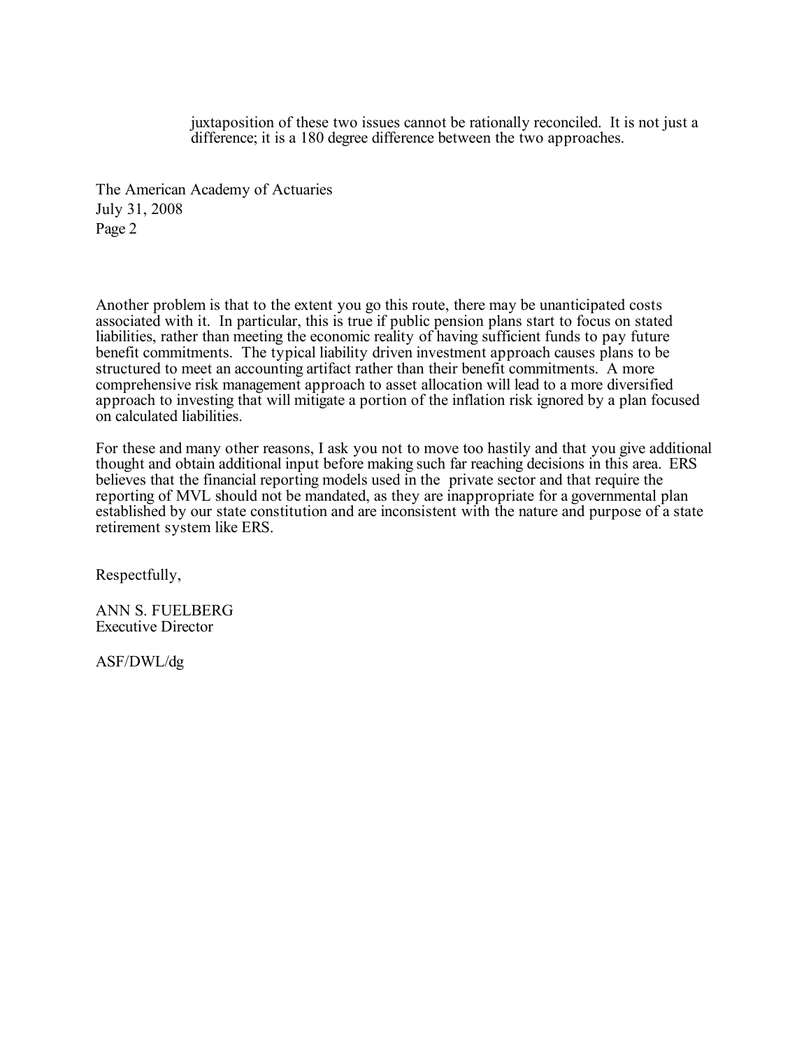juxtaposition of these two issues cannot be rationally reconciled. It is not just a difference; it is a 180 degree difference between the two approaches.

The American Academy of Actuaries
July 31, 2008
Page 2

Another problem is that to the extent you go this route, there may be unanticipated costs associated with it. In particular, this is true if public pension plans start to focus on stated liabilities, rather than meeting the economic reality of having sufficient funds to pay future benefit commitments. The typical liability driven investment approach causes plans to be structured to meet an accounting artifact rather than their benefit commitments. A more comprehensive risk management approach to asset allocation will lead to a more diversified approach to investing that will mitigate a portion of the inflation risk ignored by a plan focused on calculated liabilities.

For these and many other reasons, I ask you not to move too hastily and that you give additional thought and obtain additional input before making such far reaching decisions in this area. ERS believes that the financial reporting models used in the private sector and that require the reporting of MVL should not be mandated, as they are inappropriate for a governmental plan established by our state constitution and are inconsistent with the nature and purpose of a state retirement system like ERS.

Respectfully,

ANN S. FUELBERG
Executive Director

ASF/DWL/dg